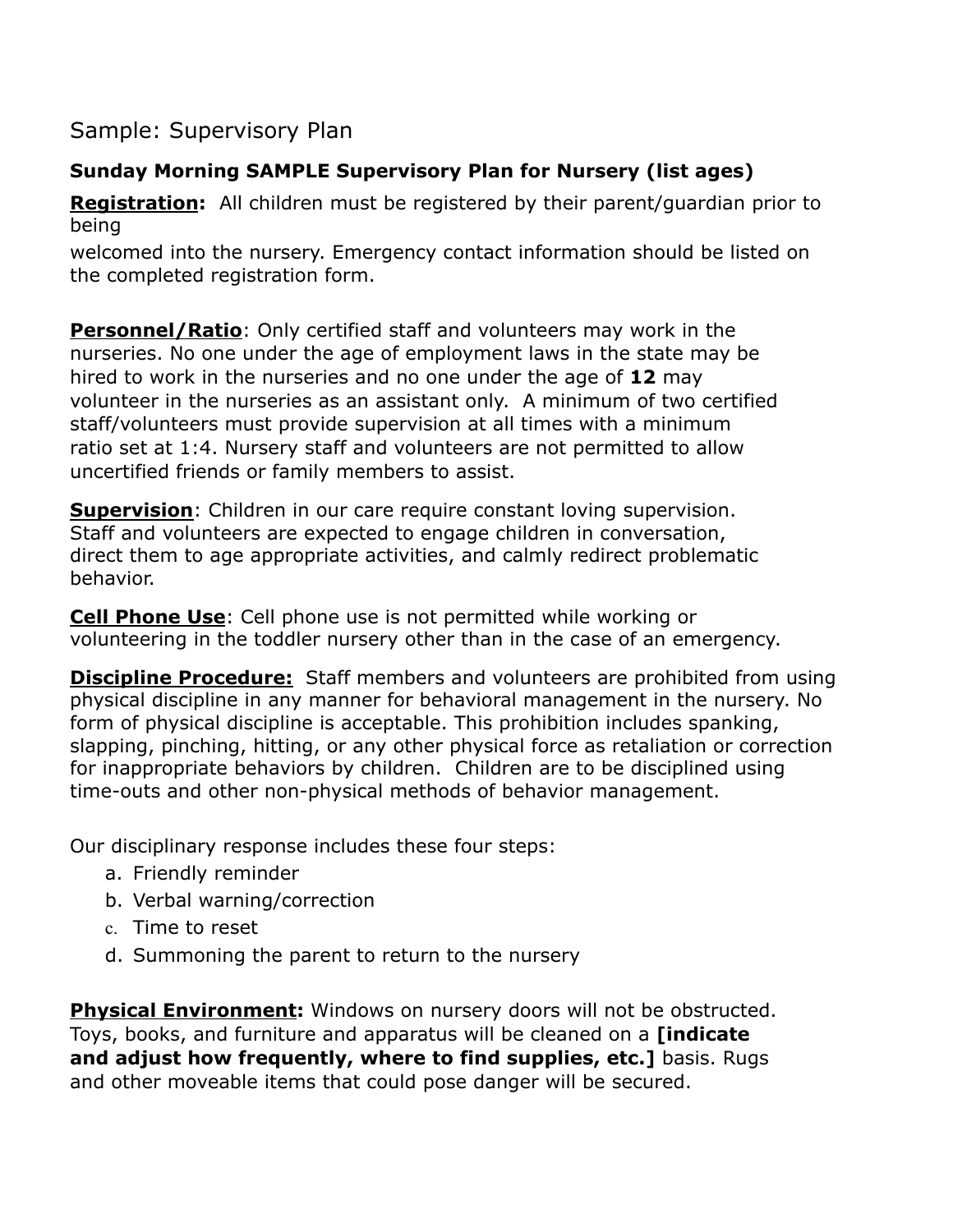# Sample: Supervisory Plan

### Sunday Morning SAMPLE Supervisory Plan for Nursery (list ages)

**Registration:** All children must be registered by their parent/guardian prior to being welcomed into the nursery. Emergency contact information should be listed on the completed registration form.

**Personnel/Ratio**: Only certified staff and volunteers may work in the nurseries. No one under the age of employment laws in the state may be hired to work in the nurseries and no one under the age of **12** may volunteer in the nurseries as an assistant only. A minimum of two certified staff/volunteers must provide supervision at all times with a minimum ratio set at 1:4. Nursery staff and volunteers are not permitted to allow uncertified friends or family members to assist.

**Supervision**: Children in our care require constant loving supervision. Staff and volunteers are expected to engage children in conversation, direct them to age appropriate activities, and calmly redirect problematic behavior.

**Cell Phone Use**: Cell phone use is not permitted while working or volunteering in the toddler nursery other than in the case of an emergency.

**Discipline Procedure:** Staff members and volunteers are prohibited from using physical discipline in any manner for behavioral management in the nursery. No form of physical discipline is acceptable. This prohibition includes spanking, slapping, pinching, hitting, or any other physical force as retaliation or correction for inappropriate behaviors by children. Children are to be disciplined using time-outs and other non-physical methods of behavior management.

Our disciplinary response includes these four steps:

a. Friendly reminder
b. Verbal warning/correction
c. Time to reset
d. Summoning the parent to return to the nursery

**Physical Environment:** Windows on nursery doors will not be obstructed. Toys, books, and furniture and apparatus will be cleaned on a **[indicate and adjust how frequently, where to find supplies, etc.]** basis. Rugs and other moveable items that could pose danger will be secured.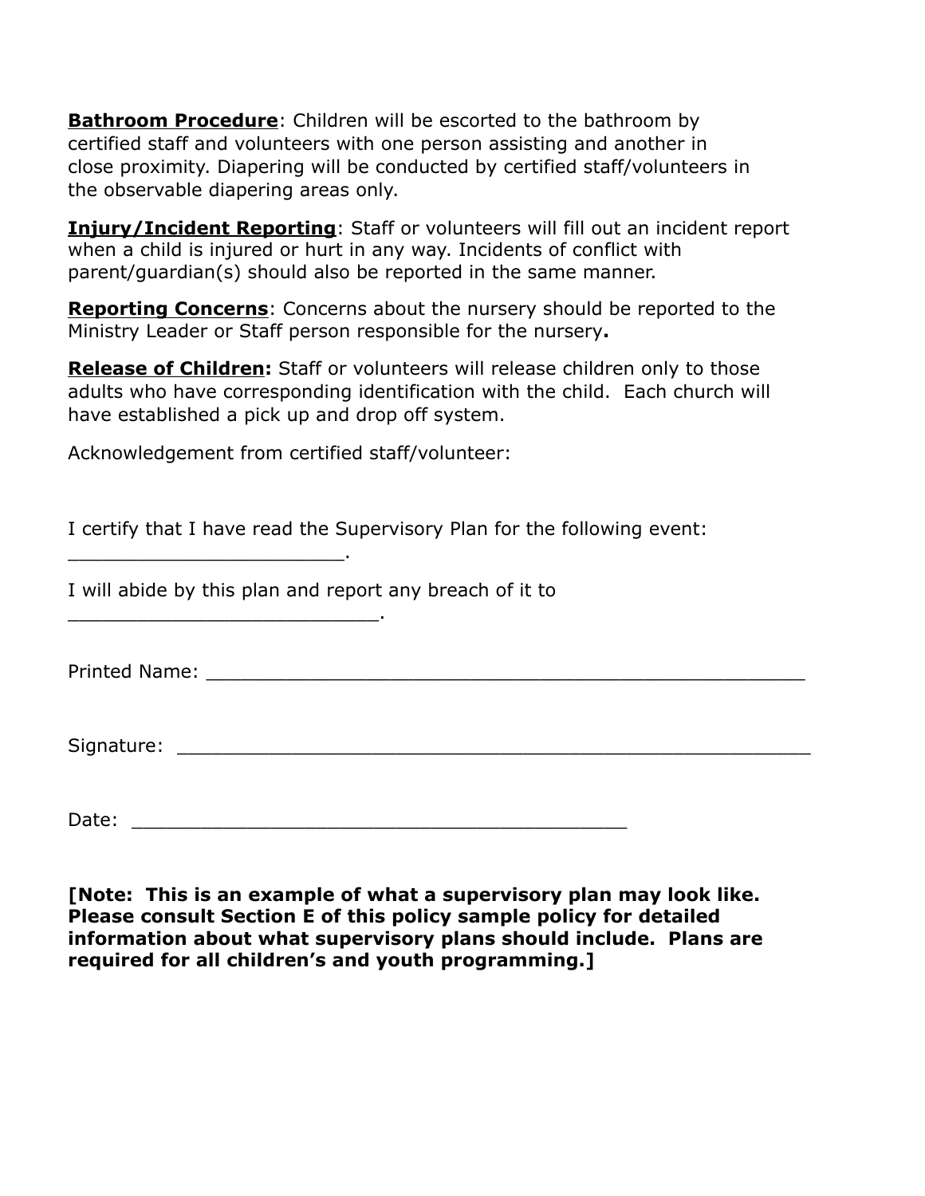**<u>Bathroom Procedure</u>**: Children will be escorted to the bathroom by certified staff and volunteers with one person assisting and another in close proximity. Diapering will be conducted by certified staff/volunteers in the observable diapering areas only.

**<u>Injury/Incident Reporting</u>**: Staff or volunteers will fill out an incident report when a child is injured or hurt in any way. Incidents of conflict with parent/guardian(s) should also be reported in the same manner.

**<u>Reporting Concerns</u>**: Concerns about the nursery should be reported to the Ministry Leader or Staff person responsible for the nursery**.**

**<u>Release of Children</u>:** Staff or volunteers will release children only to those adults who have corresponding identification with the child. Each church will have established a pick up and drop off system.

Acknowledgement from certified staff/volunteer:

I certify that I have read the Supervisory Plan for the following event: ________________________.

I will abide by this plan and report any breach of it to ___________________________.

Printed Name: ____________________________________________________

Signature: _______________________________________________________

Date: ___________________________________________

**[Note: This is an example of what a supervisory plan may look like. Please consult Section E of this policy sample policy for detailed information about what supervisory plans should include. Plans are required for all children's and youth programming.]**